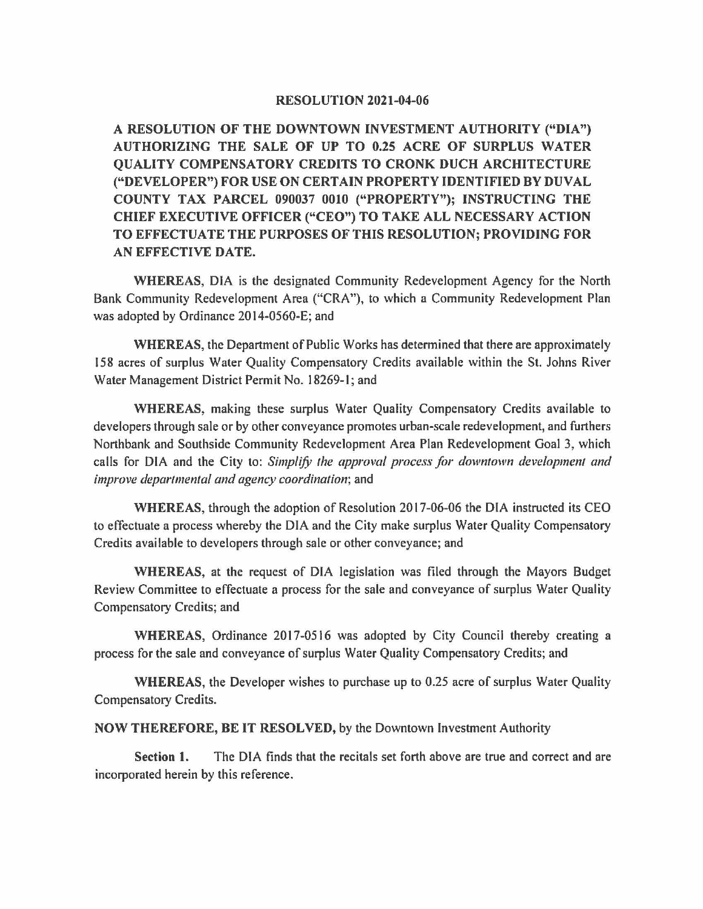# RESOLUTION 2021-04-06

**A RESOLUTION OF THE DOWNTOWN INVESTMENT AUTHORITY ("DIA") AUTHORIZING THE SALE OF UP TO 0.25 ACRE OF SURPLUS WATER QUALITY COMPENSATORY CREDITS TO CRONK DUCH ARCHITECTURE ("DEVELOPER") FOR USE ON CERTAIN PROPERTY IDENTIFIED BY DUVAL COUNTY TAX PARCEL 090037 0010 ("PROPERTY"); INSTRUCTING THE CHIEF EXECUTIVE OFFICER ("CEO") TO TAKE ALL NECESSARY ACTION TO EFFECTUATE THE PURPOSES OF THIS RESOLUTION; PROVIDING FOR AN EFFECTIVE DATE.**

**WHEREAS**, DIA is the designated Community Redevelopment Agency for the North Bank Community Redevelopment Area ("CRA"), to which a Community Redevelopment Plan was adopted by Ordinance 2014-0560-E; and

**WHEREAS**, the Department of Public Works has determined that there are approximately 158 acres of surplus Water Quality Compensatory Credits available within the St. Johns River Water Management District Permit No. 18269-1; and

**WHEREAS**, making these surplus Water Quality Compensatory Credits available to developers through sale or by other conveyance promotes urban-scale redevelopment, and furthers Northbank and Southside Community Redevelopment Area Plan Redevelopment Goal 3, which calls for DIA and the City to: *Simplify the approval process for downtown development and improve departmental and agency coordination*; and

**WHEREAS**, through the adoption of Resolution 2017-06-06 the DIA instructed its CEO to effectuate a process whereby the DIA and the City make surplus Water Quality Compensatory Credits available to developers through sale or other conveyance; and

**WHEREAS**, at the request of DIA legislation was filed through the Mayors Budget Review Committee to effectuate a process for the sale and conveyance of surplus Water Quality Compensatory Credits; and

**WHEREAS**, Ordinance 2017-0516 was adopted by City Council thereby creating a process for the sale and conveyance of surplus Water Quality Compensatory Credits; and

**WHEREAS**, the Developer wishes to purchase up to 0.25 acre of surplus Water Quality Compensatory Credits.

**NOW THEREFORE, BE IT RESOLVED,** by the Downtown Investment Authority

**Section 1.** The DIA finds that the recitals set forth above are true and correct and are incorporated herein by this reference.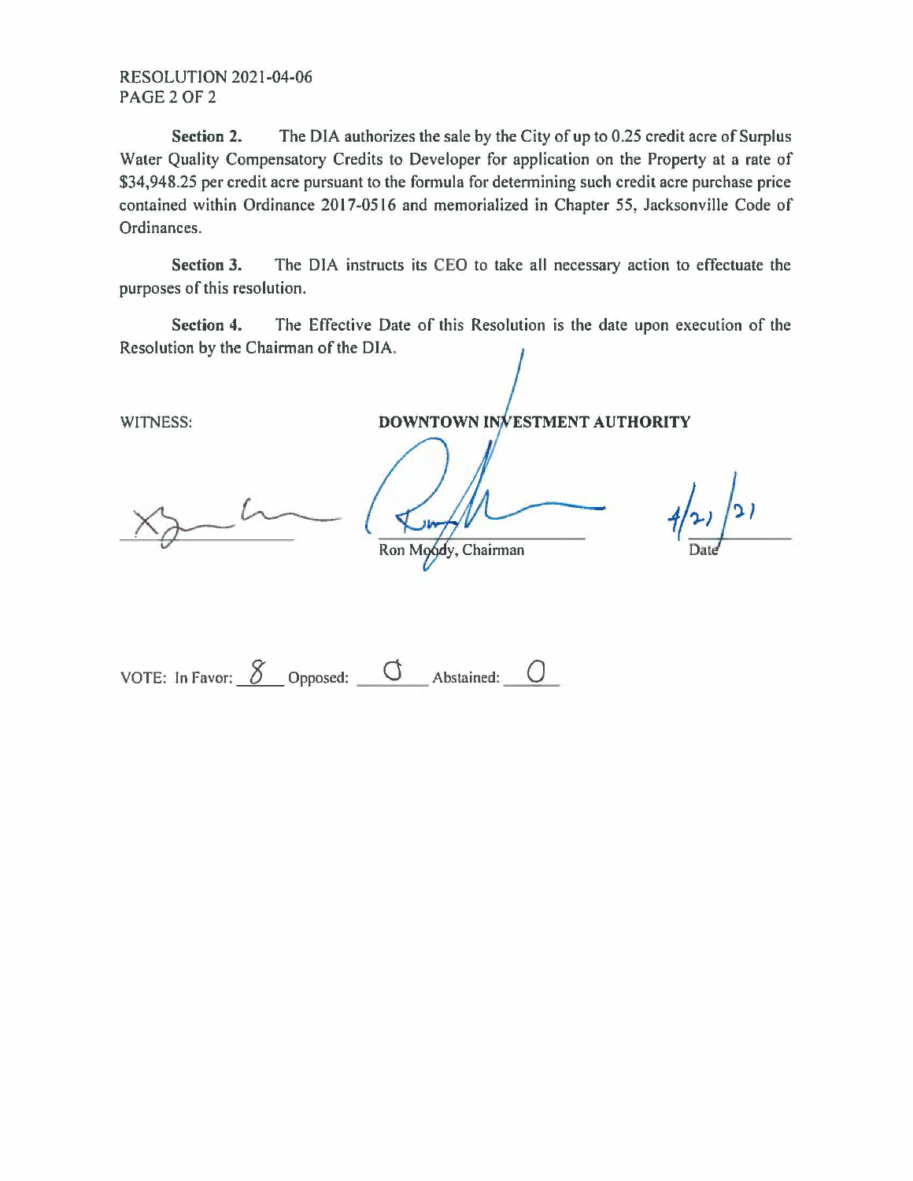RESOLUTION 2021-04-06
PAGE 2 OF 2

**Section 2.** The DIA authorizes the sale by the City of up to 0.25 credit acre of Surplus Water Quality Compensatory Credits to Developer for application on the Property at a rate of $34,948.25 per credit acre pursuant to the formula for determining such credit acre purchase price contained within Ordinance 2017-0516 and memorialized in Chapter 55, Jacksonville Code of Ordinances.

**Section 3.** The DIA instructs its CEO to take all necessary action to effectuate the purposes of this resolution.

**Section 4.** The Effective Date of this Resolution is the date upon execution of the Resolution by the Chairman of the DIA.

WITNESS:

**DOWNTOWN INVESTMENT AUTHORITY**

Ron Moody, Chairman

4/21/21
Date

VOTE: In Favor: 8 Opposed: 0 Abstained: 0